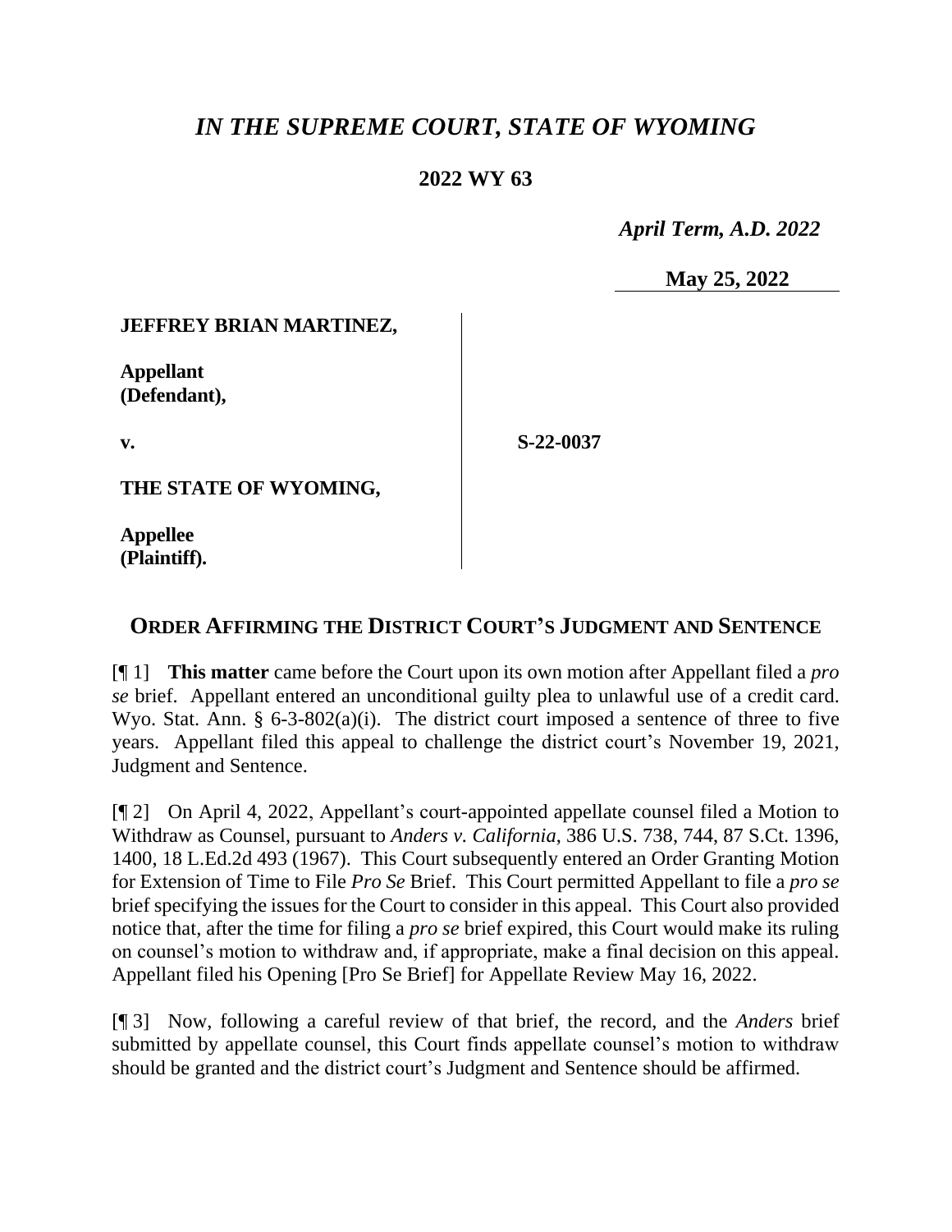# *IN THE SUPREME COURT, STATE OF WYOMING*

**2022 WY 63**

*April Term, A.D. 2022*

**May 25, 2022**

**JEFFREY BRIAN MARTINEZ,**

**Appellant (Defendant),**

**v.**

**S-22-0037**

**THE STATE OF WYOMING,**

**Appellee (Plaintiff).**

## ORDER AFFIRMING THE DISTRICT COURT'S JUDGMENT AND SENTENCE

[¶ 1] **This matter** came before the Court upon its own motion after Appellant filed a *pro se* brief. Appellant entered an unconditional guilty plea to unlawful use of a credit card. Wyo. Stat. Ann. § 6-3-802(a)(i). The district court imposed a sentence of three to five years. Appellant filed this appeal to challenge the district court's November 19, 2021, Judgment and Sentence.

[¶ 2] On April 4, 2022, Appellant's court-appointed appellate counsel filed a Motion to Withdraw as Counsel, pursuant to *Anders v. California*, 386 U.S. 738, 744, 87 S.Ct. 1396, 1400, 18 L.Ed.2d 493 (1967). This Court subsequently entered an Order Granting Motion for Extension of Time to File *Pro Se* Brief. This Court permitted Appellant to file a *pro se* brief specifying the issues for the Court to consider in this appeal. This Court also provided notice that, after the time for filing a *pro se* brief expired, this Court would make its ruling on counsel's motion to withdraw and, if appropriate, make a final decision on this appeal. Appellant filed his Opening [Pro Se Brief] for Appellate Review May 16, 2022.

[¶ 3] Now, following a careful review of that brief, the record, and the *Anders* brief submitted by appellate counsel, this Court finds appellate counsel's motion to withdraw should be granted and the district court's Judgment and Sentence should be affirmed.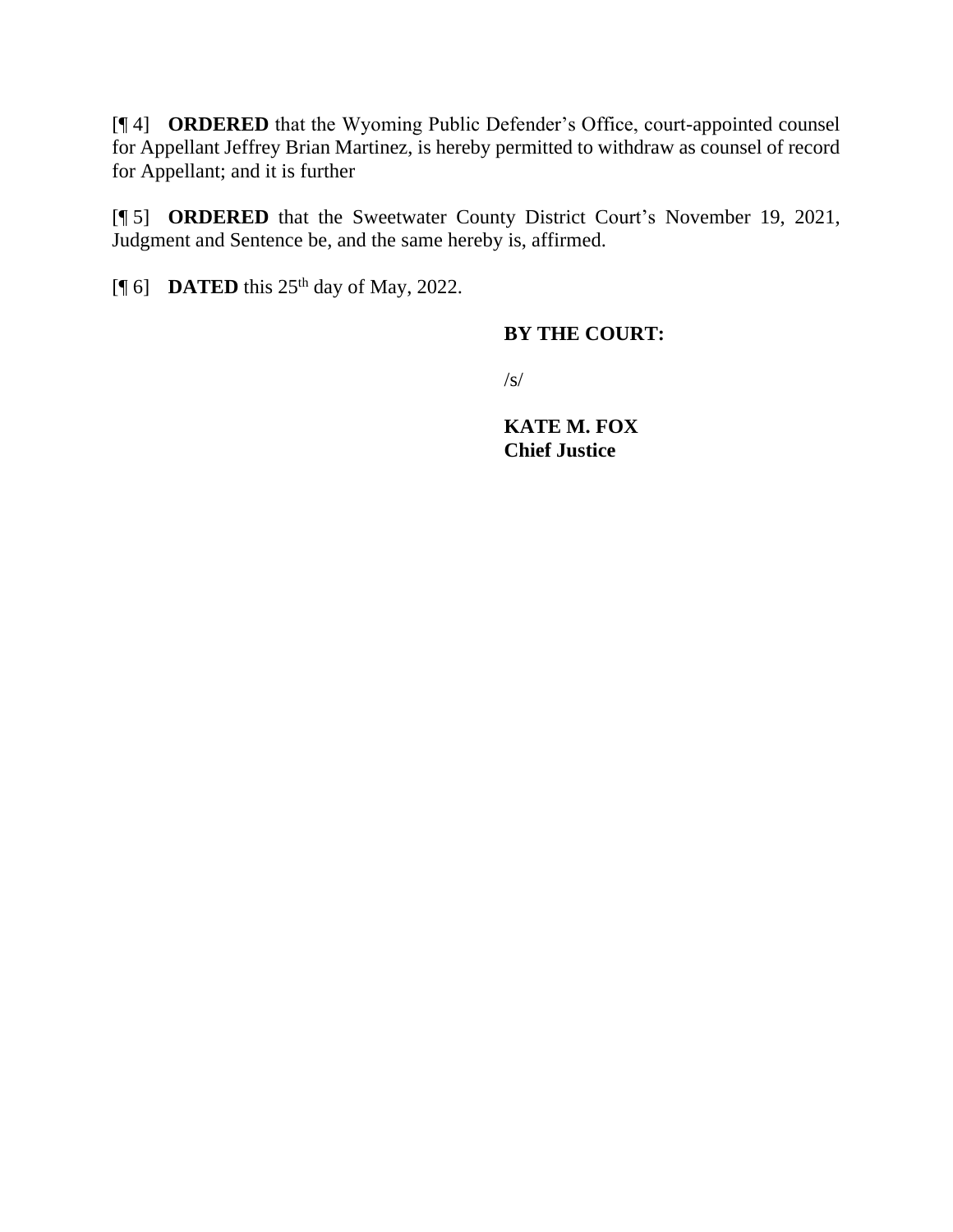[¶ 4] **ORDERED** that the Wyoming Public Defender's Office, court-appointed counsel for Appellant Jeffrey Brian Martinez, is hereby permitted to withdraw as counsel of record for Appellant; and it is further

[¶ 5] **ORDERED** that the Sweetwater County District Court's November 19, 2021, Judgment and Sentence be, and the same hereby is, affirmed.

[¶ 6] **DATED** this 25th day of May, 2022.

**BY THE COURT:**

/s/

**KATE M. FOX**
**Chief Justice**